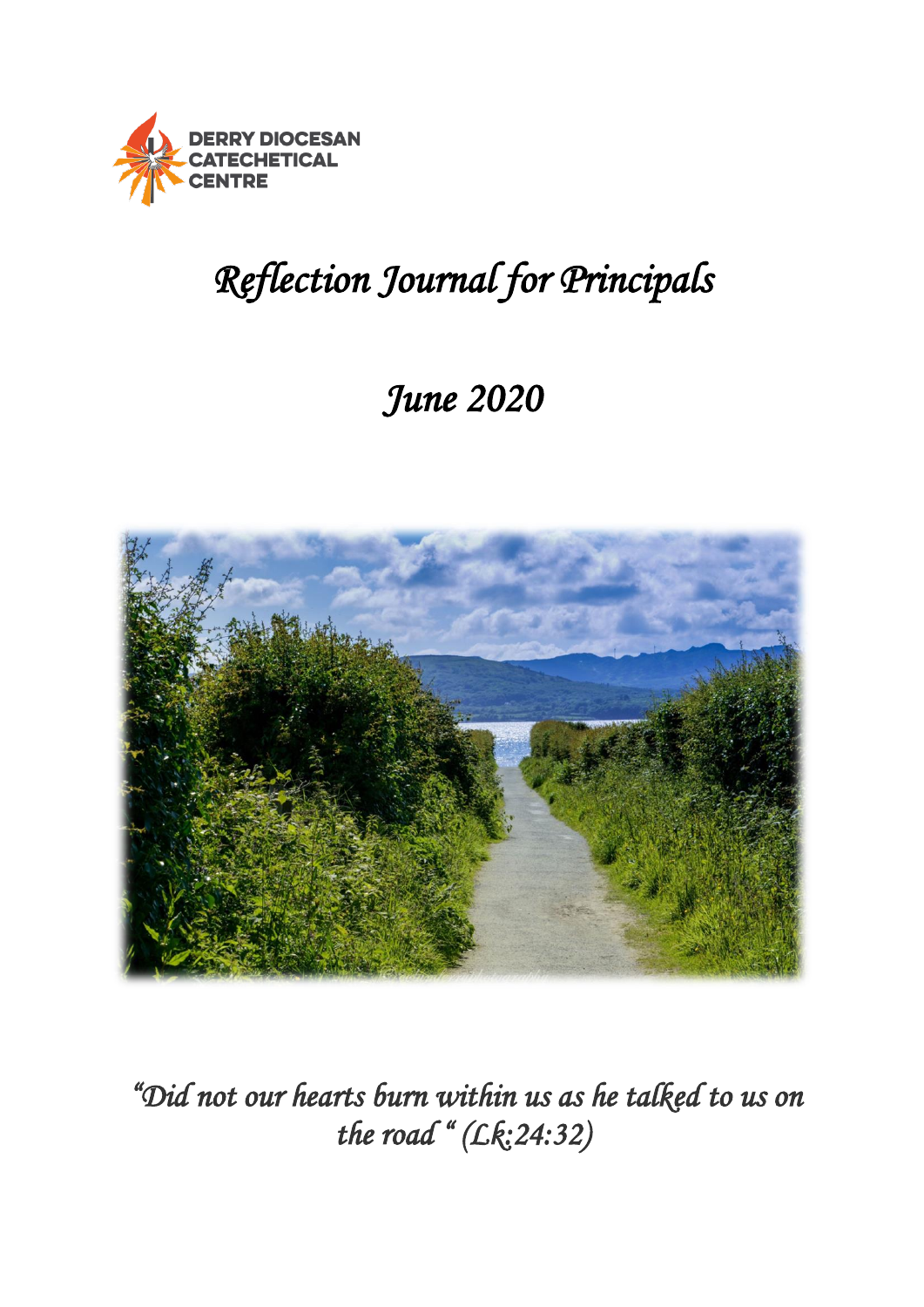DERRY DIOCESAN CATECHETICAL CENTRE

# *Reflection Journal for Principals*

## *June 2020*

*"Did not our hearts burn within us as he talked to us on the road " (Lk:24:32)*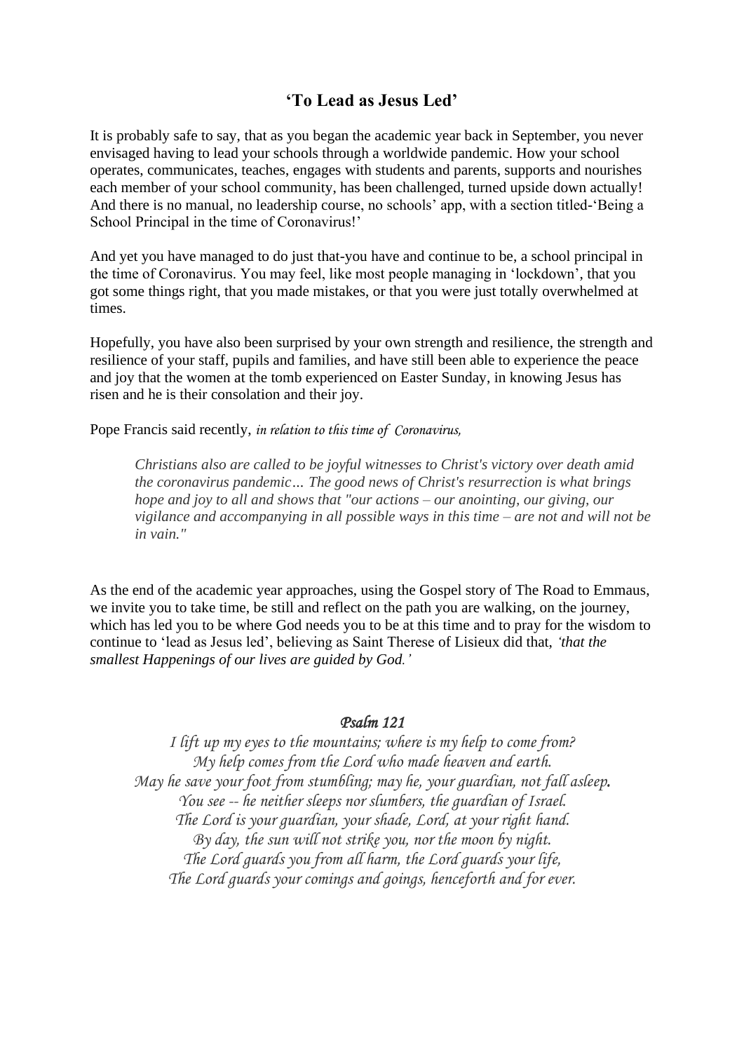## 'To Lead as Jesus Led'

It is probably safe to say, that as you began the academic year back in September, you never envisaged having to lead your schools through a worldwide pandemic. How your school operates, communicates, teaches, engages with students and parents, supports and nourishes each member of your school community, has been challenged, turned upside down actually! And there is no manual, no leadership course, no schools' app, with a section titled-'Being a School Principal in the time of Coronavirus!'

And yet you have managed to do just that-you have and continue to be, a school principal in the time of Coronavirus. You may feel, like most people managing in 'lockdown', that you got some things right, that you made mistakes, or that you were just totally overwhelmed at times.

Hopefully, you have also been surprised by your own strength and resilience, the strength and resilience of your staff, pupils and families, and have still been able to experience the peace and joy that the women at the tomb experienced on Easter Sunday, in knowing Jesus has risen and he is their consolation and their joy.

Pope Francis said recently, *in relation to this time of Coronavirus,*

> *Christians also are called to be joyful witnesses to Christ's victory over death amid the coronavirus pandemic… The good news of Christ's resurrection is what brings hope and joy to all and shows that "our actions – our anointing, our giving, our vigilance and accompanying in all possible ways in this time – are not and will not be in vain."*

As the end of the academic year approaches, using the Gospel story of The Road to Emmaus, we invite you to take time, be still and reflect on the path you are walking, on the journey, which has led you to be where God needs you to be at this time and to pray for the wisdom to continue to 'lead as Jesus led', believing as Saint Therese of Lisieux did that, *'that the smallest Happenings of our lives are guided by God.'*

### *Psalm 121*

*I lift up my eyes to the mountains; where is my help to come from?*
*My help comes from the Lord who made heaven and earth.*
*May he save your foot from stumbling; may he, your guardian, not fall asleep.*
*You see -- he neither sleeps nor slumbers, the guardian of Israel.*
*The Lord is your guardian, your shade, Lord, at your right hand.*
*By day, the sun will not strike you, nor the moon by night.*
*The Lord guards you from all harm, the Lord guards your life,*
*The Lord guards your comings and goings, henceforth and for ever.*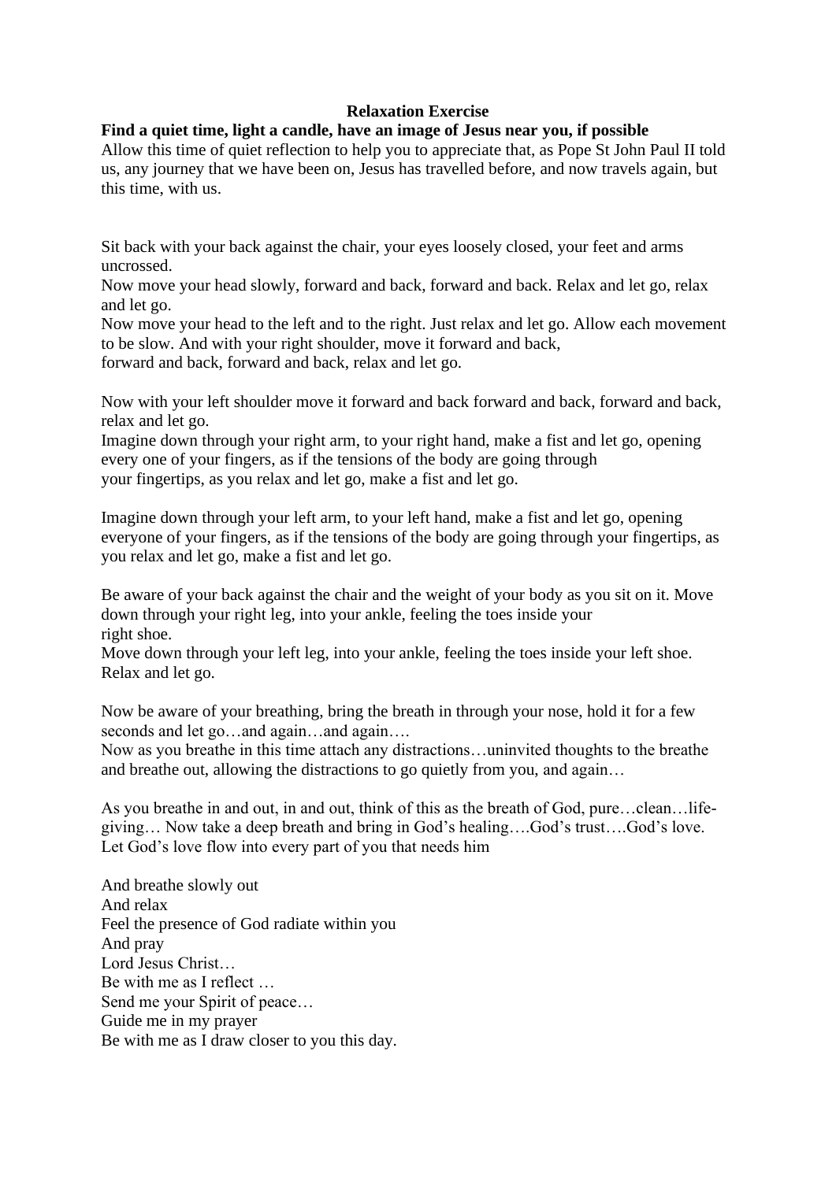# Relaxation Exercise

**Find a quiet time, light a candle, have an image of Jesus near you, if possible**

Allow this time of quiet reflection to help you to appreciate that, as Pope St John Paul II told us, any journey that we have been on, Jesus has travelled before, and now travels again, but this time, with us.

Sit back with your back against the chair, your eyes loosely closed, your feet and arms uncrossed.
Now move your head slowly, forward and back, forward and back. Relax and let go, relax and let go.
Now move your head to the left and to the right. Just relax and let go. Allow each movement to be slow. And with your right shoulder, move it forward and back, forward and back, forward and back, relax and let go.

Now with your left shoulder move it forward and back forward and back, forward and back, relax and let go.
Imagine down through your right arm, to your right hand, make a fist and let go, opening every one of your fingers, as if the tensions of the body are going through your fingertips, as you relax and let go, make a fist and let go.

Imagine down through your left arm, to your left hand, make a fist and let go, opening everyone of your fingers, as if the tensions of the body are going through your fingertips, as you relax and let go, make a fist and let go.

Be aware of your back against the chair and the weight of your body as you sit on it. Move down through your right leg, into your ankle, feeling the toes inside your right shoe.
Move down through your left leg, into your ankle, feeling the toes inside your left shoe. Relax and let go.

Now be aware of your breathing, bring the breath in through your nose, hold it for a few seconds and let go…and again…and again….
Now as you breathe in this time attach any distractions…uninvited thoughts to the breathe and breathe out, allowing the distractions to go quietly from you, and again…

As you breathe in and out, in and out, think of this as the breath of God, pure…clean…life-giving… Now take a deep breath and bring in God's healing….God's trust….God's love. Let God's love flow into every part of you that needs him

And breathe slowly out
And relax
Feel the presence of God radiate within you
And pray
Lord Jesus Christ…
Be with me as I reflect …
Send me your Spirit of peace…
Guide me in my prayer
Be with me as I draw closer to you this day.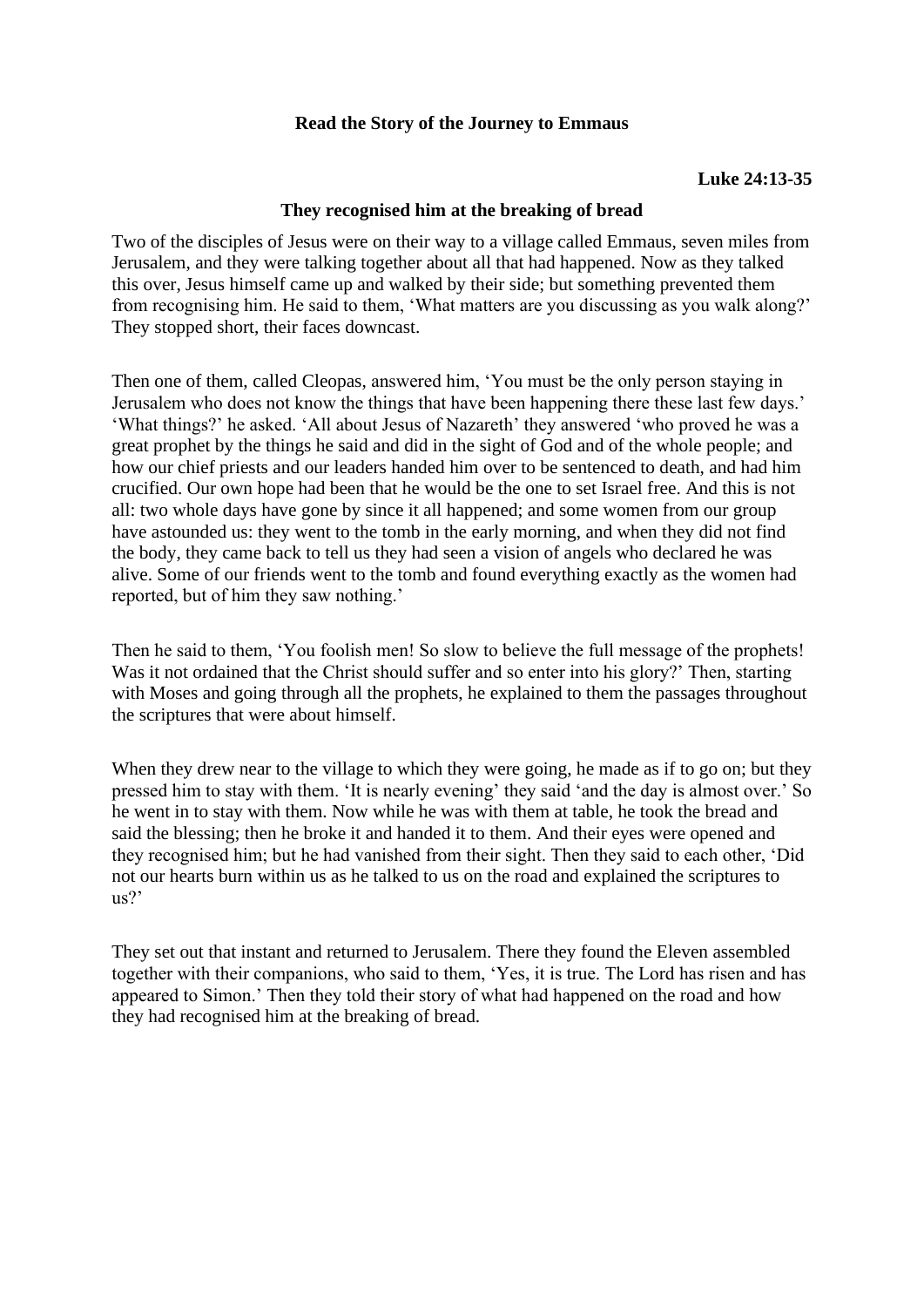**Read the Story of the Journey to Emmaus**

**Luke 24:13-35**

**They recognised him at the breaking of bread**

Two of the disciples of Jesus were on their way to a village called Emmaus, seven miles from Jerusalem, and they were talking together about all that had happened. Now as they talked this over, Jesus himself came up and walked by their side; but something prevented them from recognising him. He said to them, 'What matters are you discussing as you walk along?' They stopped short, their faces downcast.

Then one of them, called Cleopas, answered him, 'You must be the only person staying in Jerusalem who does not know the things that have been happening there these last few days.' 'What things?' he asked. 'All about Jesus of Nazareth' they answered 'who proved he was a great prophet by the things he said and did in the sight of God and of the whole people; and how our chief priests and our leaders handed him over to be sentenced to death, and had him crucified. Our own hope had been that he would be the one to set Israel free. And this is not all: two whole days have gone by since it all happened; and some women from our group have astounded us: they went to the tomb in the early morning, and when they did not find the body, they came back to tell us they had seen a vision of angels who declared he was alive. Some of our friends went to the tomb and found everything exactly as the women had reported, but of him they saw nothing.'

Then he said to them, 'You foolish men! So slow to believe the full message of the prophets! Was it not ordained that the Christ should suffer and so enter into his glory?' Then, starting with Moses and going through all the prophets, he explained to them the passages throughout the scriptures that were about himself.

When they drew near to the village to which they were going, he made as if to go on; but they pressed him to stay with them. 'It is nearly evening' they said 'and the day is almost over.' So he went in to stay with them. Now while he was with them at table, he took the bread and said the blessing; then he broke it and handed it to them. And their eyes were opened and they recognised him; but he had vanished from their sight. Then they said to each other, 'Did not our hearts burn within us as he talked to us on the road and explained the scriptures to us?'

They set out that instant and returned to Jerusalem. There they found the Eleven assembled together with their companions, who said to them, 'Yes, it is true. The Lord has risen and has appeared to Simon.' Then they told their story of what had happened on the road and how they had recognised him at the breaking of bread.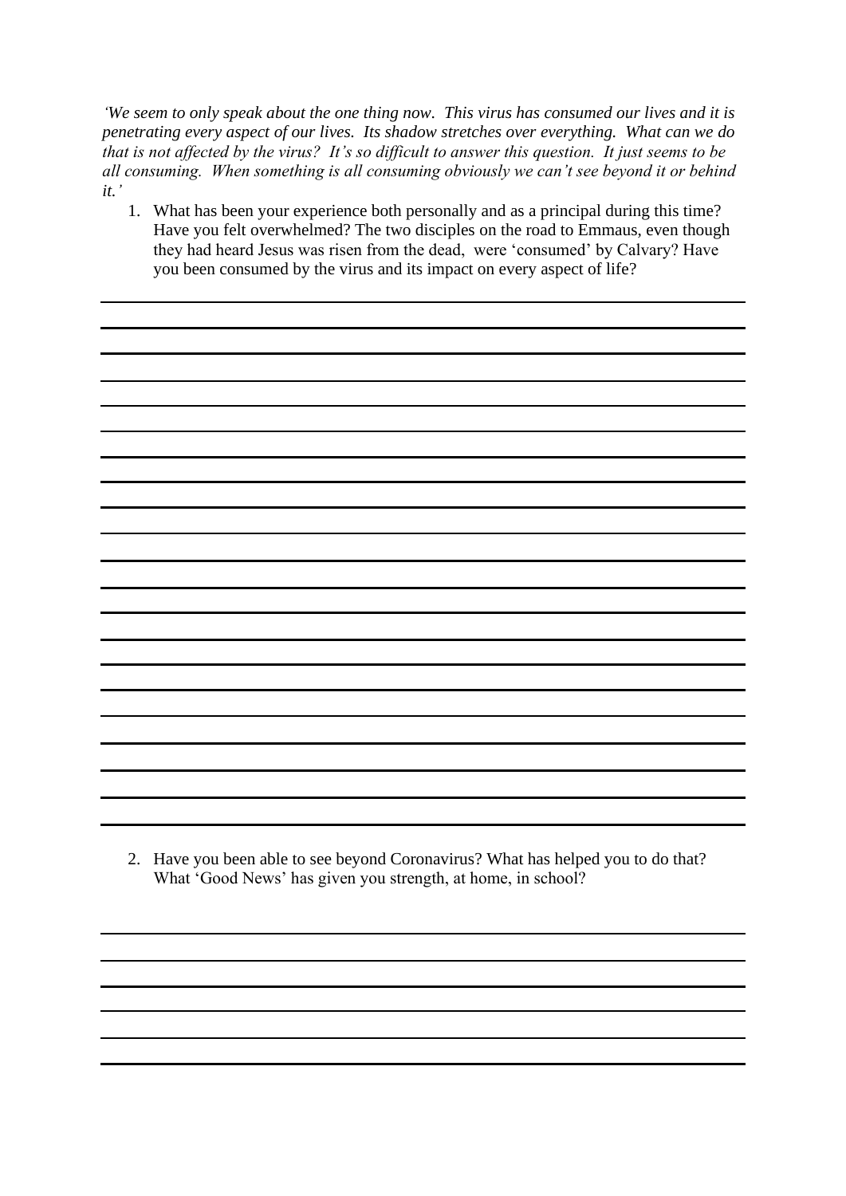*'We seem to only speak about the one thing now. This virus has consumed our lives and it is penetrating every aspect of our lives. Its shadow stretches over everything. What can we do that is not affected by the virus? It's so difficult to answer this question. It just seems to be all consuming. When something is all consuming obviously we can't see beyond it or behind it.'*

1. What has been your experience both personally and as a principal during this time? Have you felt overwhelmed? The two disciples on the road to Emmaus, even though they had heard Jesus was risen from the dead, were 'consumed' by Calvary? Have you been consumed by the virus and its impact on every aspect of life?

2. Have you been able to see beyond Coronavirus? What has helped you to do that? What 'Good News' has given you strength, at home, in school?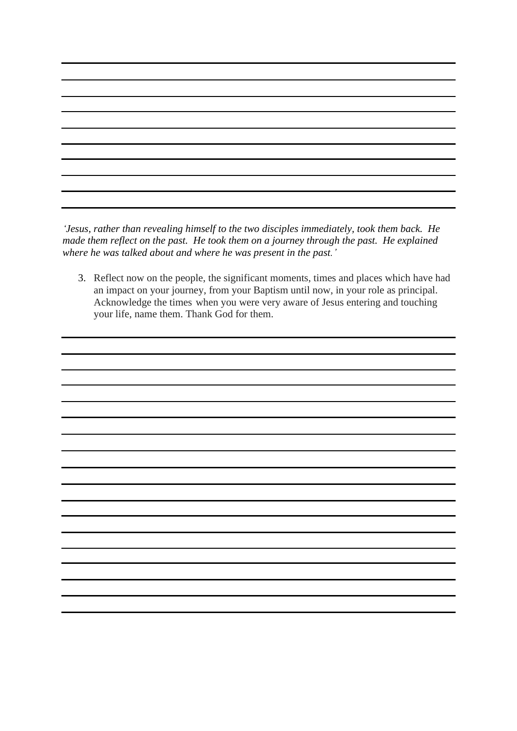*'Jesus, rather than revealing himself to the two disciples immediately, took them back. He made them reflect on the past. He took them on a journey through the past. He explained where he was talked about and where he was present in the past.'*

3. Reflect now on the people, the significant moments, times and places which have had an impact on your journey, from your Baptism until now, in your role as principal. Acknowledge the times when you were very aware of Jesus entering and touching your life, name them. Thank God for them.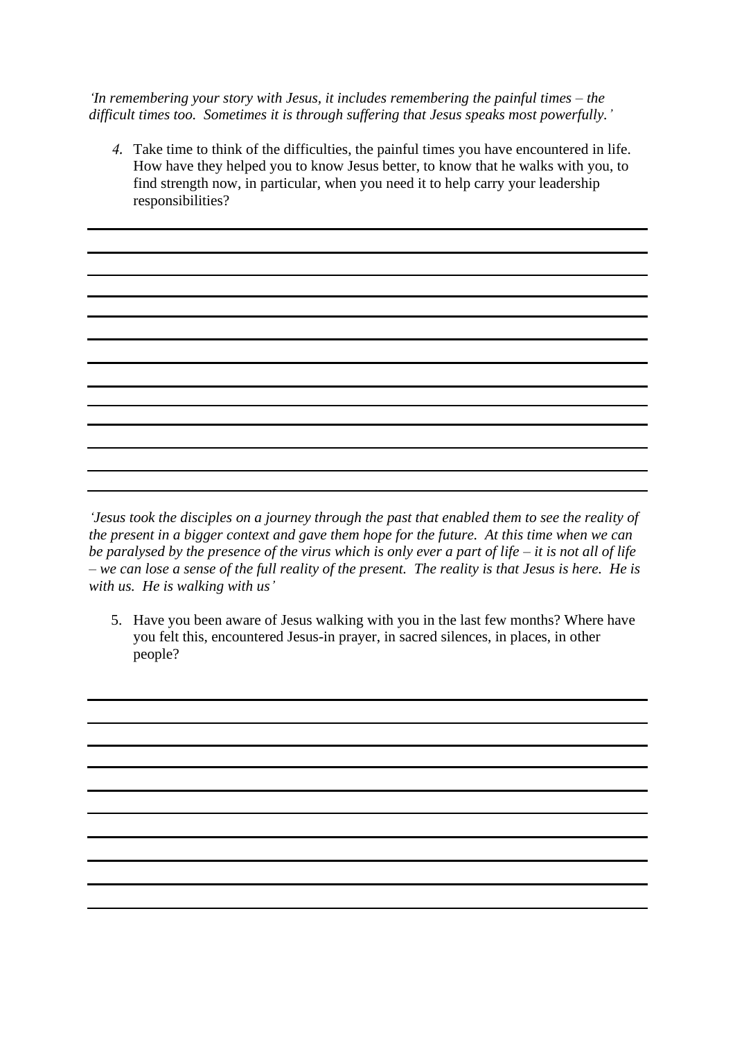*'In remembering your story with Jesus, it includes remembering the painful times – the difficult times too. Sometimes it is through suffering that Jesus speaks most powerfully.'*

4. Take time to think of the difficulties, the painful times you have encountered in life. How have they helped you to know Jesus better, to know that he walks with you, to find strength now, in particular, when you need it to help carry your leadership responsibilities?

*'Jesus took the disciples on a journey through the past that enabled them to see the reality of the present in a bigger context and gave them hope for the future. At this time when we can be paralysed by the presence of the virus which is only ever a part of life – it is not all of life – we can lose a sense of the full reality of the present. The reality is that Jesus is here. He is with us. He is walking with us'*

5. Have you been aware of Jesus walking with you in the last few months? Where have you felt this, encountered Jesus-in prayer, in sacred silences, in places, in other people?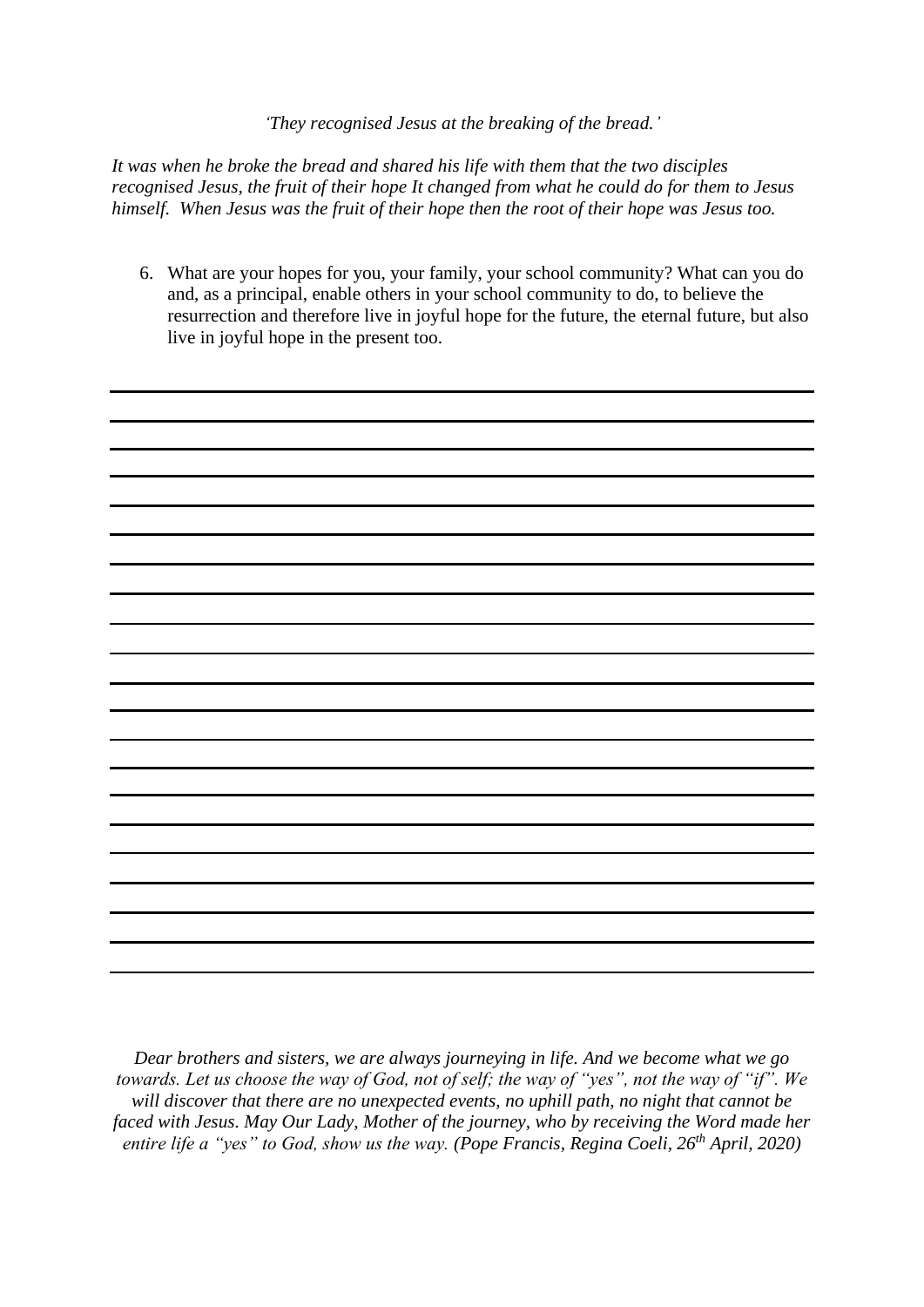*'They recognised Jesus at the breaking of the bread.'*

*It was when he broke the bread and shared his life with them that the two disciples recognised Jesus, the fruit of their hope It changed from what he could do for them to Jesus himself. When Jesus was the fruit of their hope then the root of their hope was Jesus too.*

6. What are your hopes for you, your family, your school community? What can you do and, as a principal, enable others in your school community to do, to believe the resurrection and therefore live in joyful hope for the future, the eternal future, but also live in joyful hope in the present too.

*Dear brothers and sisters, we are always journeying in life. And we become what we go towards. Let us choose the way of God, not of self; the way of "yes", not the way of "if". We will discover that there are no unexpected events, no uphill path, no night that cannot be faced with Jesus. May Our Lady, Mother of the journey, who by receiving the Word made her entire life a "yes" to God, show us the way. (Pope Francis, Regina Coeli, 26th April, 2020)*